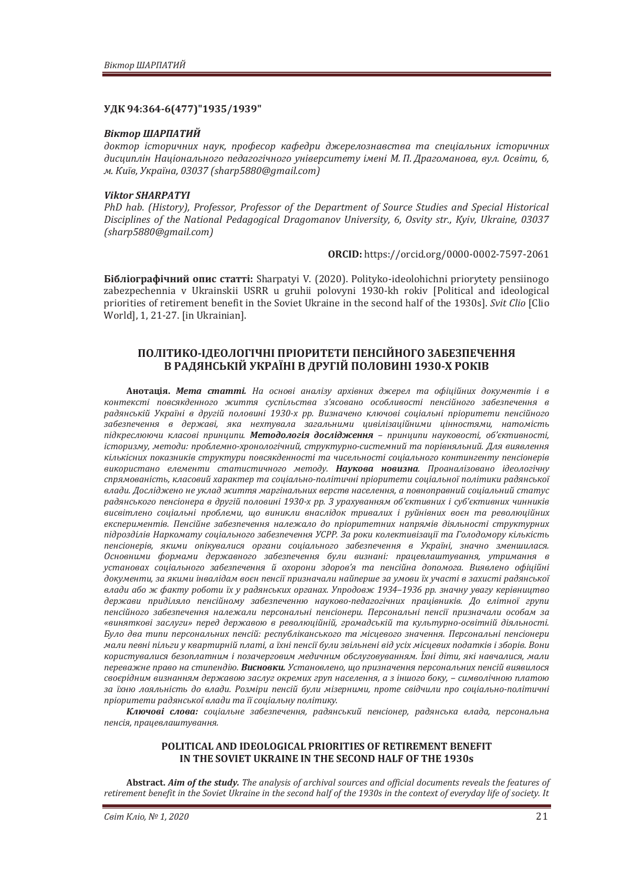**УДК 94:364-6(477)"1935/1939"**

***Віктор ШАРПАТИЙ***

*доктор історичних наук, професор кафедри джерелознавства та спеціальних історичних дисциплін Національного педагогічного університету імені М. П. Драгоманова, вул. Освіти, 6, м. Київ, Україна, 03037 (sharp5880@gmail.com)*

***Viktor SHARPATYI***

*PhD hab. (History), Professor, Professor of the Department of Source Studies and Special Historical Disciplines of the National Pedagogical Dragomanov University, 6, Osvity str., Kyiv, Ukraine, 03037 (sharp5880@gmail.com)*

**ORCID:** https://orcid.org/0000-0002-7597-2061

**Бібліографічний опис статті:** Sharpatyi V. (2020). Polityko-ideolohichni priorytety pensiinogo zabezpechennia v Ukrainskii USRR u gruhii polovyni 1930-kh rokiv [Political and ideological priorities of retirement benefit in the Soviet Ukraine in the second half of the 1930s]. *Svit Clio* [Clio World], 1, 21-27. [in Ukrainian].

## ПОЛІТИКО-ІДЕОЛОГІЧНІ ПРІОРИТЕТИ ПЕНСІЙНОГО ЗАБЕЗПЕЧЕННЯ В РАДЯНСЬКІЙ УКРАЇНІ В ДРУГІЙ ПОЛОВИНІ 1930-Х РОКІВ

**Анотація.** ***Мета статті.*** *На основі аналізу архівних джерел та офіційних документів і в контексті повсякденного життя суспільства з'ясовано особливості пенсійного забезпечення в радянській Україні в другій половині 1930-х рр. Визначено ключові соціальні пріоритети пенсійного забезпечення в державі, яка нехтувала загальними цивілізаційними цінностями, натомість підкреслюючи класові принципи.* ***Методологія дослідження*** *– принципи науковості, об'єктивності, історизму, методи: проблемно-хронологічний, структурно-системний та порівняльний. Для виявлення кількісних показників структури повсякденності та чисельності соціального контингенту пенсіонерів використано елементи статистичного методу.* ***Наукова новизна****. Проаналізовано ідеологічну спрямованість, класовий характер та соціально-політичні пріоритети соціальної політики радянської влади. Досліджено не уклад життя маргінальних верств населення, а повноправний соціальний статус радянського пенсіонера в другій половині 1930-х рр. З урахуванням об'єктивних і суб'єктивних чинників висвітлено соціальні проблеми, що виникли внаслідок тривалих і руйнівних воєн та революційних експериментів. Пенсійне забезпечення належало до пріоритетних напрямів діяльності структурних підрозділів Наркомату соціального забезпечення УСРР. За роки колективізації та Голодомору кількість пенсіонерів, якими опікувалися органи соціального забезпечення в Україні, значно зменшилася. Основними формами державного забезпечення були визнані: працевлаштування, утримання в установах соціального забезпечення й охорони здоров'я та пенсійна допомога. Виявлено офіційні документи, за якими інвалідам воєн пенсії призначали найперше за умови їх участі в захисті радянської влади або ж факту роботи їх у радянських органах. Упродовж 1934–1936 рр. значну увагу керівництво держави приділяло пенсійному забезпеченню науково-педагогічних працівників. До елітної групи пенсійного забезпечення належали персональні пенсіонери. Персональні пенсії призначали особам за «виняткові заслуги» перед державою в революційній, громадській та культурно-освітній діяльності. Було два типи персональних пенсій: республіканського та місцевого значення. Персональні пенсіонери мали певні пільги у квартирній платі, а їхні пенсії були звільнені від усіх місцевих податків і зборів. Вони користувалися безплатним і позачерговим медичним обслуговуванням. Їхні діти, які навчалися, мали переважне право на стипендію.* ***Висновки.*** *Установлено, що призначення персональних пенсій виявилося своєрідним визнанням державою заслуг окремих груп населення, а з іншого боку, – символічною платою за їхню лояльність до влади. Розміри пенсій були мізерними, проте свідчили про соціально-політичні пріоритети радянської влади та її соціальну політику.*

***Ключові слова:*** *соціальне забезпечення, радянський пенсіонер, радянська влада, персональна пенсія, працевлаштування.*

### POLITICAL AND IDEOLOGICAL PRIORITIES OF RETIREMENT BENEFIT IN THE SOVIET UKRAINE IN THE SECOND HALF OF THE 1930s

**Abstract.** ***Aim of the study.*** *The analysis of archival sources and official documents reveals the features of retirement benefit in the Soviet Ukraine in the second half of the 1930s in the context of everyday life of society. It*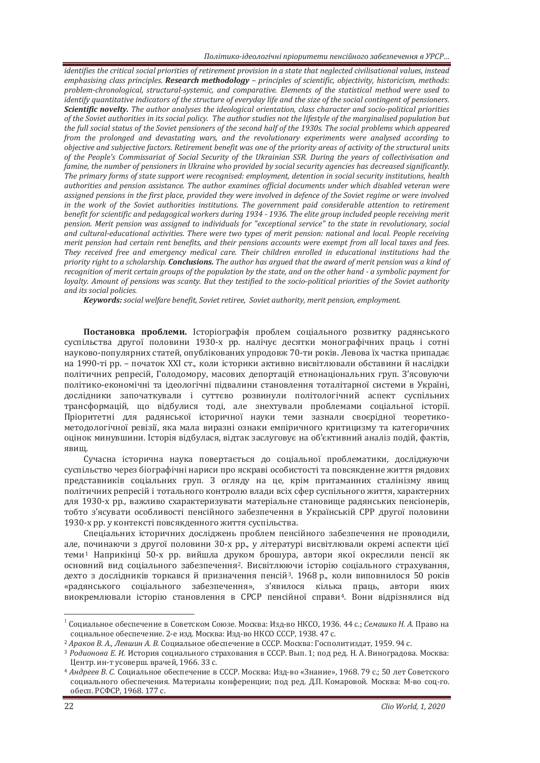*identifies the critical social priorities of retirement provision in a state that neglected civilisational values, instead emphasising class principles.* ***Research methodology*** *– principles of scientific, objectivity, historicism, methods: problem-chronological, structural-systemic, and comparative. Elements of the statistical method were used to identify quantitative indicators of the structure of everyday life and the size of the social contingent of pensioners.* ***Scientific novelty.*** *The author analyses the ideological orientation, class character and socio-political priorities of the Soviet authorities in its social policy. The author studies not the lifestyle of the marginalised population but the full social status of the Soviet pensioners of the second half of the 1930s. The social problems which appeared from the prolonged and devastating wars, and the revolutionary experiments were analysed according to objective and subjective factors. Retirement benefit was one of the priority areas of activity of the structural units of the People's Commissariat of Social Security of the Ukrainian SSR. During the years of collectivisation and famine, the number of pensioners in Ukraine who provided by social security agencies has decreased significantly. The primary forms of state support were recognised: employment, detention in social security institutions, health authorities and pension assistance. The author examines official documents under which disabled veteran were assigned pensions in the first place, provided they were involved in defence of the Soviet regime or were involved in the work of the Soviet authorities institutions. The government paid considerable attention to retirement benefit for scientific and pedagogical workers during 1934 - 1936. The elite group included people receiving merit pension. Merit pension was assigned to individuals for "exceptional service" to the state in revolutionary, social and cultural-educational activities. There were two types of merit pension: national and local. People receiving merit pension had certain rent benefits, and their pensions accounts were exempt from all local taxes and fees. They received free and emergency medical care. Their children enrolled in educational institutions had the priority right to a scholarship.* ***Conclusions.*** *The author has argued that the award of merit pension was a kind of recognition of merit certain groups of the population by the state, and on the other hand - a symbolic payment for loyalty. Amount of pensions was scanty. But they testified to the socio-political priorities of the Soviet authority and its social policies.*

***Keywords:*** *social welfare benefit, Soviet retiree, Soviet authority, merit pension, employment.*

**Постановка проблеми.** Історіографія проблем соціального розвитку радянського суспільства другої половини 1930-х рр. налічує десятки монографічних праць і сотні науково-популярних статей, опублікованих упродовж 70-ти років. Левова їх частка припадає на 1990-ті рр. – початок XXI ст., коли історики активно висвітлювали обставини й наслідки політичних репресій, Голодомору, масових депортацій етнонаціональних груп. З'ясовуючи політико-економічні та ідеологічні підвалини становлення тоталітарної системи в Україні, дослідники започаткували і суттєво розвинули політологічний аспект суспільних трансформацій, що відбулися тоді, але знехтували проблемами соціальної історії. Пріоритетні для радянської історичної науки теми зазнали своєрідної теоретико-методологічної ревізії, яка мала виразні ознаки емпіричного критицизму та категоричних оцінок минувшини. Історія відбулася, відтак заслуговує на об'єктивний аналіз подій, фактів, явищ.

Сучасна історична наука повертається до соціальної проблематики, досліджуючи суспільство через біографічні нариси про яскраві особистості та повсякденне життя рядових представників соціальних груп. З огляду на це, крім притаманних сталінізму явищ політичних репресій і тотального контролю влади всіх сфер суспільного життя, характерних для 1930-х рр., важливо схарактеризувати матеріальне становище радянських пенсіонерів, тобто з'ясувати особливості пенсійного забезпечення в Українській СРР другої половини 1930-х рр. у контексті повсякденного життя суспільства.

Спеціальних історичних досліджень проблем пенсійного забезпечення не проводили, але, починаючи з другої половини 30-х рр., у літературі висвітлювали окремі аспекти цієї теми[1] Наприкінці 50-х рр. вийшла друком брошура, автори якої окреслили пенсії як основний вид соціального забезпечення[2]. Висвітлюючи історію соціального страхування, дехто з дослідників торкався й призначення пенсій[3]. 1968 р., коли виповнилося 50 років «радянського соціального забезпечення», з'явилося кілька праць, автори яких виокремлювали історію становлення в СРСР пенсійної справи[4]. Вони відрізнялися від

---

[1] Социальное обеспечение в Советском Союзе. Москва: Изд-во НКСО, 1936. 44 с.; *Семашко Н. А.* Право на социальное обеспечение. 2-е изд. Москва: Изд-во НКСО СССР, 1938. 47 с.

[2] *Араков В. А., Левшин А. В.* Социальное обеспечение в СССР. Москва: Госполитиздат, 1959. 94 с.

[3] *Родионова Е. И.* История социального страхования в СССР. Вып. 1; под ред. Н. А. Виноградова. Москва: Центр. ин-т усоверш. врачей, 1966. 33 с.

[4] *Андреев В. С.* Социальное обеспечение в СССР. Москва: Изд-во «Знание», 1968. 79 с.; 50 лет Советского социального обеспечения. Материалы конференции; под ред. Д.П. Комаровой. Москва: М-во соц-го. обесп. РСФСР, 1968. 177 с.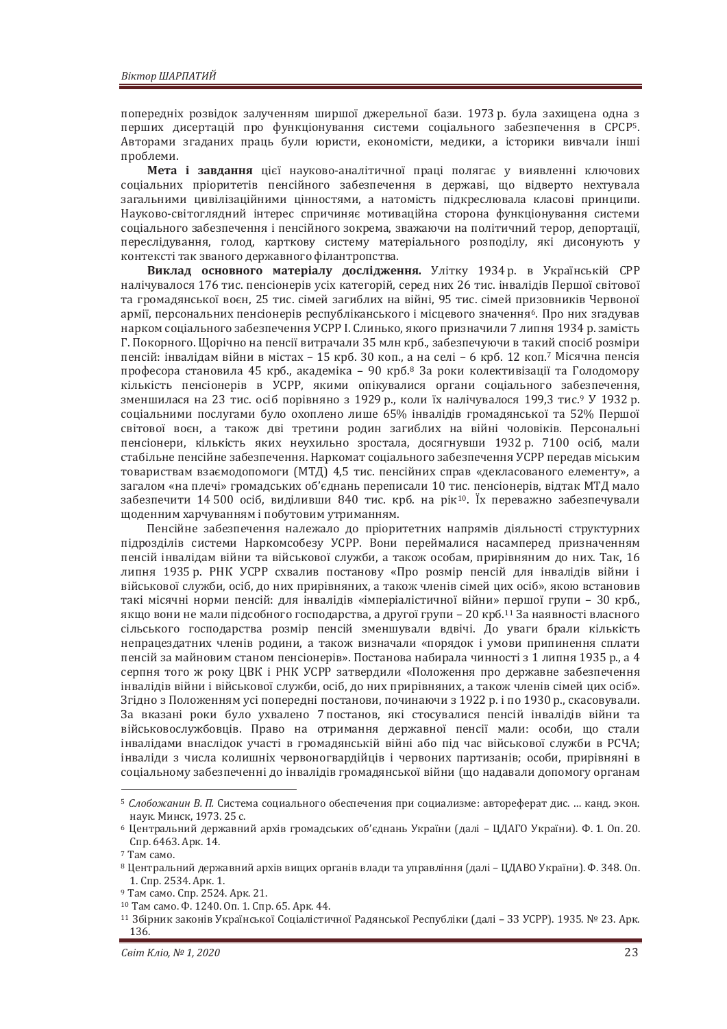попередніх розвідок залученням ширшої джерельної бази. 1973 р. була захищена одна з перших дисертацій про функціонування системи соціального забезпечення в СРСР[5]. Авторами згаданих праць були юристи, економісти, медики, а історики вивчали інші проблеми.

**Мета і завдання** цієї науково-аналітичної праці полягає у виявленні ключових соціальних пріоритетів пенсійного забезпечення в державі, що відверто нехтувала загальними цивілізаційними цінностями, а натомість підкреслювала класові принципи. Науково-світоглядний інтерес спричиняє мотиваційна сторона функціонування системи соціального забезпечення і пенсійного зокрема, зважаючи на політичний терор, депортації, переслідування, голод, карткову систему матеріального розподілу, які дисонують у контексті так званого державного філантропства.

**Виклад основного матеріалу дослідження.** Улітку 1934 р. в Українській СРР налічувалося 176 тис. пенсіонерів усіх категорій, серед них 26 тис. інвалідів Першої світової та громадянської воєн, 25 тис. сімей загиблих на війні, 95 тис. сімей призовників Червоної армії, персональних пенсіонерів республіканського і місцевого значення[6]. Про них згадував нарком соціального забезпечення УСРР І. Слинько, якого призначили 7 липня 1934 р. замість Г. Покорного. Щорічно на пенсії витрачали 35 млн крб., забезпечуючи в такий спосіб розміри пенсій: інвалідам війни в містах – 15 крб. 30 коп., а на селі – 6 крб. 12 коп.[7] Місячна пенсія професора становила 45 крб., академіка – 90 крб.[8] За роки колективізації та Голодомору кількість пенсіонерів в УСРР, якими опікувалися органи соціального забезпечення, зменшилася на 23 тис. осіб порівняно з 1929 р., коли їх налічувалося 199,3 тис.[9] У 1932 р. соціальними послугами було охоплено лише 65% інвалідів громадянської та 52% Першої світової воєн, а також дві третини родин загиблих на війні чоловіків. Персональні пенсіонери, кількість яких неухильно зростала, досягнувши 1932 р. 7100 осіб, мали стабільне пенсійне забезпечення. Наркомат соціального забезпечення УСРР передав міським товариствам взаємодопомоги (МТД) 4,5 тис. пенсійних справ «декласованого елементу», а загалом «на плечі» громадських об'єднань переписали 10 тис. пенсіонерів, відтак МТД мало забезпечити 14 500 осіб, виділивши 840 тис. крб. на рік[10]. Їх переважно забезпечували щоденним харчуванням і побутовим утриманням.

Пенсійне забезпечення належало до пріоритетних напрямів діяльності структурних підрозділів системи Наркомсобезу УСРР. Вони переймалися насамперед призначенням пенсій інвалідам війни та військової служби, а також особам, прирівняним до них. Так, 16 липня 1935 р. РНК УСРР схвалив постанову «Про розмір пенсій для інвалідів війни і військової служби, осіб, до них прирівняних, а також членів сімей цих осіб», якою встановив такі місячні норми пенсій: для інвалідів «імперіалістичної війни» першої групи – 30 крб., якщо вони не мали підсобного господарства, а другої групи – 20 крб.[11] За наявності власного сільського господарства розмір пенсій зменшували вдвічі. До уваги брали кількість непрацездатних членів родини, а також визначали «порядок і умови припинення сплати пенсій за майновим станом пенсіонерів». Постанова набирала чинності з 1 липня 1935 р., а 4 серпня того ж року ЦВК і РНК УСРР затвердили «Положення про державне забезпечення інвалідів війни і військової служби, осіб, до них прирівняних, а також членів сімей цих осіб». Згідно з Положенням усі попередні постанови, починаючи з 1922 р. і по 1930 р., скасовували. За вказані роки було ухвалено 7 постанов, які стосувалися пенсій інвалідів війни та військовослужбовців. Право на отримання державної пенсії мали: особи, що стали інвалідами внаслідок участі в громадянській війні або під час військової служби в РСЧА; інваліди з числа колишніх червоногвардійців і червоних партизанів; особи, прирівняні в соціальному забезпеченні до інвалідів громадянської війни (що надавали допомогу органам

---

[5] *Слобожанин В. П.* Система социального обеспечения при социализме: автореферат дис. … канд. экон. наук. Минск, 1973. 25 с.

[6] Центральний державний архів громадських об'єднань України (далі – ЦДАГО України). Ф. 1. Оп. 20. Спр. 6463. Арк. 14.

[7] Там само.

[8] Центральний державний архів вищих органів влади та управління (далі – ЦДАВО України). Ф. 348. Оп. 1. Спр. 2534. Арк. 1.

[9] Там само. Спр. 2524. Арк. 21.

[10] Там само. Ф. 1240. Оп. 1. Спр. 65. Арк. 44.

[11] Збірник законів Української Соціалістичної Радянської Республіки (далі – ЗЗ УСРР). 1935. № 23. Арк. 136.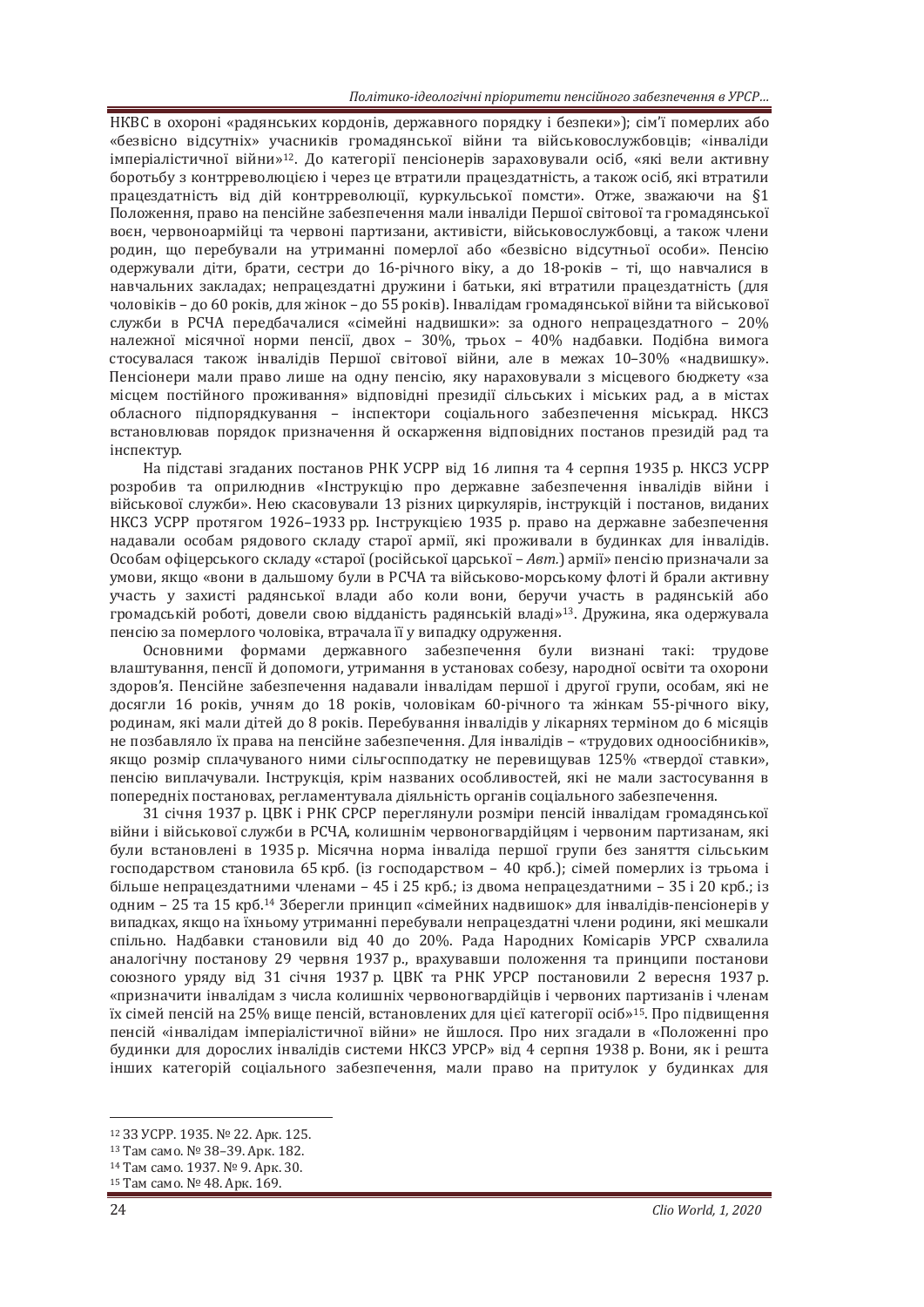НКВС в охороні «радянських кордонів, державного порядку і безпеки»); сім'ї померлих або «безвісно відсутніх» учасників громадянської війни та військовослужбовців; «інваліди імперіалістичної війни»[12]. До категорії пенсіонерів зараховували осіб, «які вели активну боротьбу з контрреволюцією і через це втратили працездатність, а також осіб, які втратили працездатність від дій контрреволюції, куркульської помсти». Отже, зважаючи на §1 Положення, право на пенсійне забезпечення мали інваліди Першої світової та громадянської воєн, червоноармійці та червоні партизани, активісти, військовослужбовці, а також члени родин, що перебували на утриманні померлої або «безвісно відсутньої особи». Пенсію одержували діти, брати, сестри до 16-річного віку, а до 18-років – ті, що навчалися в навчальних закладах; непрацездатні дружини і батьки, які втратили працездатність (для чоловіків – до 60 років, для жінок – до 55 років). Інвалідам громадянської війни та військової служби в РСЧА передбачалися «сімейні надвишки»: за одного непрацездатного – 20% належної місячної норми пенсії, двох – 30%, трьох – 40% надбавки. Подібна вимога стосувалася також інвалідів Першої світової війни, але в межах 10–30% «надвишку». Пенсіонери мали право лише на одну пенсію, яку нараховували з місцевого бюджету «за місцем постійного проживання» відповідні президії сільських і міських рад, а в містах обласного підпорядкування – інспектори соціального забезпечення міськрад. НКСЗ встановлював порядок призначення й оскарження відповідних постанов президій рад та інспектур.

На підставі згаданих постанов РНК УСРР від 16 липня та 4 серпня 1935 р. НКСЗ УСРР розробив та оприлюднив «Інструкцію про державне забезпечення інвалідів війни і військової служби». Нею скасовували 13 різних циркулярів, інструкцій і постанов, виданих НКСЗ УСРР протягом 1926–1933 рр. Інструкцією 1935 р. право на державне забезпечення надавали особам рядового складу старої армії, які проживали в будинках для інвалідів. Особам офіцерського складу «старої (російської царської – *Авт.*) армії» пенсію призначали за умови, якщо «вони в дальшому були в РСЧА та військово-морському флоті й брали активну участь у захисті радянської влади або коли вони, беручи участь в радянській або громадській роботі, довели свою відданість радянській владі»[13]. Дружина, яка одержувала пенсію за померлого чоловіка, втрачала її у випадку одруження.

Основними формами державного забезпечення були визнані такі: трудове влаштування, пенсії й допомоги, утримання в установах собезу, народної освіти та охорони здоров'я. Пенсійне забезпечення надавали інвалідам першої і другої групи, особам, які не досягли 16 років, учням до 18 років, чоловікам 60-річного та жінкам 55-річного віку, родинам, які мали дітей до 8 років. Перебування інвалідів у лікарнях терміном до 6 місяців не позбавляло їх права на пенсійне забезпечення. Для інвалідів – «трудових одноосібників», якщо розмір сплачуваного ними сільгосппподатку не перевищував 125% «твердої ставки», пенсію виплачували. Інструкція, крім названих особливостей, які не мали застосування в попередніх постановах, регламентувала діяльність органів соціального забезпечення.

31 січня 1937 р. ЦВК і РНК СРСР переглянули розміри пенсій інвалідам громадянської війни і військової служби в РСЧА, колишнім червоногвардійцям і червоним партизанам, які були встановлені в 1935 р. Місячна норма інваліда першої групи без заняття сільським господарством становила 65 крб. (із господарством – 40 крб.); сімей померлих із трьома і більше непрацездатними членами – 45 і 25 крб.; із двома непрацездатними – 35 і 20 крб.; із одним – 25 та 15 крб.[14] Зберегли принцип «сімейних надвишок» для інвалідів-пенсіонерів у випадках, якщо на їхньому утриманні перебували непрацездатні члени родини, які мешкали спільно. Надбавки становили від 40 до 20%. Рада Народних Комісарів УРСР схвалила аналогічну постанову 29 червня 1937 р., врахувавши положення та принципи постанови союзного уряду від 31 січня 1937 р. ЦВК та РНК УРСР постановили 2 вересня 1937 р. «призначити інвалідам з числа колишніх червоногвардійців і червоних партизанів і членам їх сімей пенсій на 25% вище пенсій, встановлених для цієї категорії осіб»[15]. Про підвищення пенсій «інвалідам імперіалістичної війни» не йшлося. Про них згадали в «Положенні про будинки для дорослих інвалідів системи НКСЗ УРСР» від 4 серпня 1938 р. Вони, як і решта інших категорій соціального забезпечення, мали право на притулок у будинках для

---

[12] ЗЗ УСРР. 1935. № 22. Арк. 125.

[13] Там само. № 38–39. Арк. 182.

[14] Там само. 1937. № 9. Арк. 30.

[15] Там само. № 48. Арк. 169.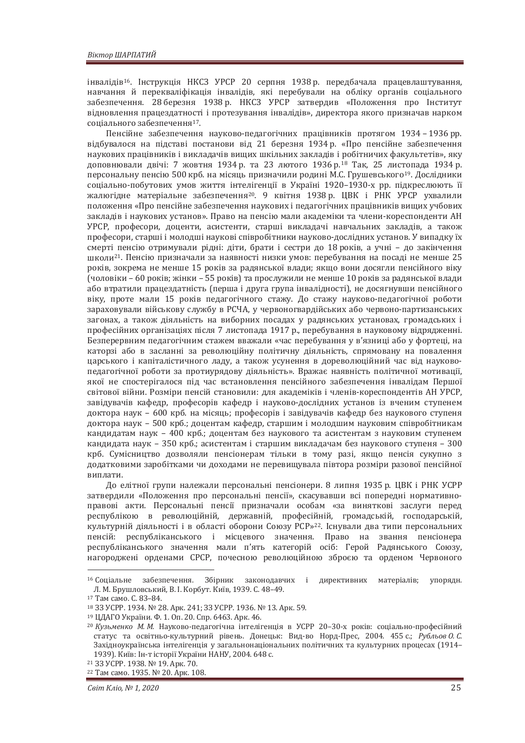інвалідів[16]. Інструкція НКСЗ УРСР 20 серпня 1938 р. передбачала працевлаштування, навчання й перекваліфікація інвалідів, які перебували на обліку органів соціального забезпечення. 28 березня 1938 р. НКСЗ УРСР затвердив «Положення про Інститут відновлення працездатності і протезування інвалідів», директора якого призначав нарком соціального забезпечення[17].

Пенсійне забезпечення науково-педагогічних працівників протягом 1934 – 1936 рр. відбувалося на підставі постанови від 21 березня 1934 р. «Про пенсійне забезпечення наукових працівників і викладачів вищих шкільних закладів і робітничих факультетів», яку доповнювали двічі: 7 жовтня 1934 р. та 23 лютого 1936 р.[18] Так, 25 листопада 1934 р. персональну пенсію 500 крб. на місяць призначили родині М.С. Грушевського[19]. Дослідники соціально-побутових умов життя інтелігенції в Україні 1920–1930-х рр. підкреслюють її жалюгідне матеріальне забезпечення[20]. 9 квітня 1938 р. ЦВК і РНК УРСР ухвалили положення «Про пенсійне забезпечення наукових і педагогічних працівників вищих учбових закладів і наукових установ». Право на пенсію мали академіки та члени-кореспонденти АН УРСР, професори, доценти, асистенти, старші викладачі навчальних закладів, а також професори, старші і молодші наукові співробітники науково-дослідних установ. У випадку їх смерті пенсію отримували рідні: діти, брати і сестри до 18 років, а учні – до закінчення школи[21]. Пенсію призначали за наявності низки умов: перебування на посаді не менше 25 років, зокрема не менше 15 років за радянської влади; якщо вони досягли пенсійного віку (чоловіки – 60 років; жінки – 55 років) та прослужили не менше 10 років за радянської влади або втратили працездатність (перша і друга група інвалідності), не досягнувши пенсійного віку, проте мали 15 років педагогічного стажу. До стажу науково-педагогічної роботи зараховували військову службу в РСЧА, у червоногвардійських або червоно-партизанських загонах, а також діяльність на виборних посадах у радянських установах, громадських і професійних організаціях після 7 листопада 1917 р., перебування в науковому відрядженні. Безперервним педагогічним стажем вважали «час перебування у в'язниці або у фортеці, на каторзі або в засланні за революційну політичну діяльність, спрямовану на повалення царського і капіталістичного ладу, а також усунення в дореволюційний час від науково-педагогічної роботи за протиурядову діяльність». Вражає наявність політичної мотивації, якої не спостерігалося під час встановлення пенсійного забезпечення інвалідам Першої світової війни. Розміри пенсій становили: для академіків і членів-кореспондентів АН УРСР, завідувачів кафедр, професорів кафедр і науково-дослідних установ із вченим ступенем доктора наук – 600 крб. на місяць; професорів і завідувачів кафедр без наукового ступеня доктора наук – 500 крб.; доцентам кафедр, старшим і молодшим науковим співробітникам кандидатам наук – 400 крб.; доцентам без наукового та асистентам з науковим ступенем кандидата наук – 350 крб.; асистентам і старшим викладачам без наукового ступеня – 300 крб. Сумісництво дозволяли пенсіонерам тільки в тому разі, якщо пенсія сукупно з додатковими заробітками чи доходами не перевищувала півтора розміри разової пенсійної виплати.

До елітної групи належали персональні пенсіонери. 8 липня 1935 р. ЦВК і РНК УСРР затвердили «Положення про персональні пенсії», скасувавши всі попередні нормативно-правові акти. Персональні пенсії призначали особам «за виняткові заслуги перед республікою в революційній, державній, громадській, професійній, господарській, культурній діяльності і в області оборони Союзу РСР»[22]. Існували два типи персональних пенсій: республіканського і місцевого значення. Право на звання пенсіонера республіканського значення мали п'ять категорій осіб: Герой Радянського Союзу, нагороджені орденами СРСР, почесною революційною зброєю та орденом Червоного

---

[16] Соціальне забезпечення. Збірник законодавчих і директивних матеріалів; упорядн. Л. М. Брушловський, В. І. Корбут. Київ, 1939. С. 48–49.

[17] Там само. С. 83–84.

[18] ЗЗ УСРР. 1934. № 28. Арк. 241; ЗЗ УСРР. 1936. № 13. Арк. 59.

[19] ЦДАГО України. Ф. 1. Оп. 20. Спр. 6463. Арк. 46.

[20] *Кузьменко М. М.* Науково-педагогічна інтелігенція в УСРР 20–30-х років: соціально-професійний статус та освітньо-культурний рівень. Донецьк: Вид-во Норд-Прес, 2004. 455 с.; *Рубльов О. С.* Західноукраїнська інтелігенція у загальнонаціональних політичних та культурних процесах (1914–1939). Київ: Ін-т історії України НАНУ, 2004. 648 с.

[21] ЗЗ УСРР. 1938. № 19. Арк. 70.

[22] Там само. 1935. № 20. Арк. 108.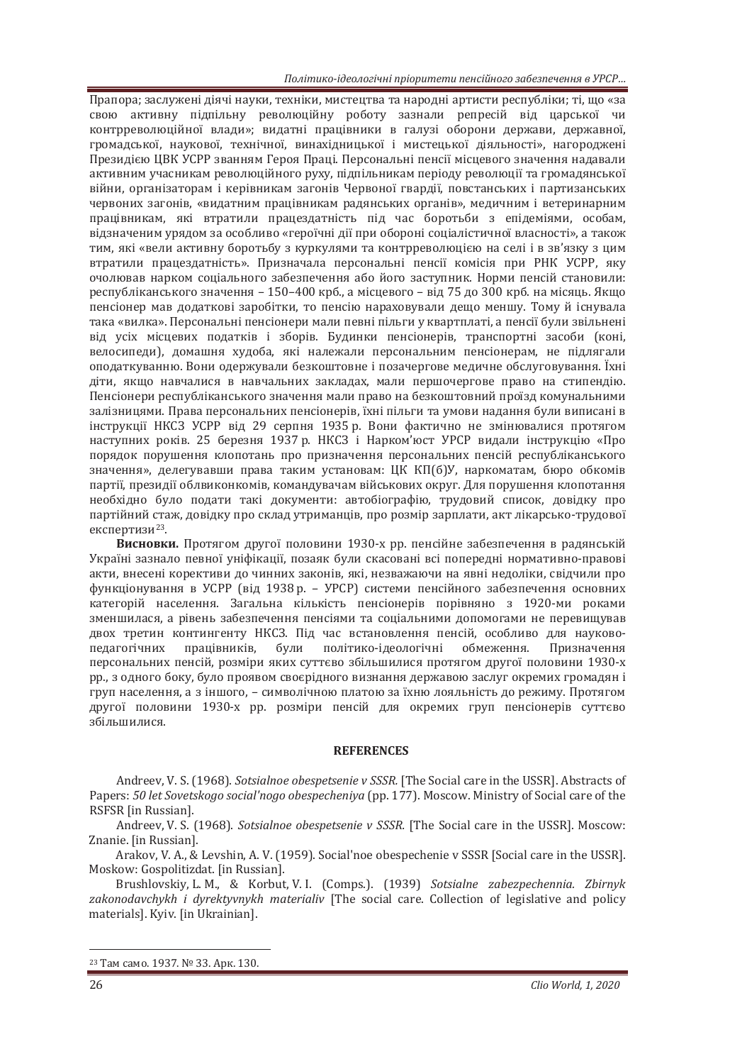Прапора; заслужені діячі науки, техніки, мистецтва та народні артисти республіки; ті, що «за свою активну підпільну революційну роботу зазнали репресій від царської чи контрреволюційної влади»; видатні працівники в галузі оборони держави, державної, громадської, наукової, технічної, винахідницької і мистецької діяльності», нагороджені Президією ЦВК УСРР званням Героя Праці. Персональні пенсії місцевого значення надавали активним учасникам революційного руху, підпільникам періоду революції та громадянської війни, організаторам і керівникам загонів Червоної гвардії, повстанських і партизанських червоних загонів, «видатним працівникам радянських органів», медичним і ветеринарним працівникам, які втратили працездатність під час боротьби з епідеміями, особам, відзначеним урядом за особливо «героїчні дії при обороні соціалістичної власності», а також тим, які «вели активну боротьбу з куркулями та контрреволюцією на селі і в зв'язку з цим втратили працездатність». Призначала персональні пенсії комісія при РНК УСРР, яку очолював нарком соціального забезпечення або його заступник. Норми пенсій становили: республіканського значення – 150–400 крб., а місцевого – від 75 до 300 крб. на місяць. Якщо пенсіонер мав додаткові заробітки, то пенсію нараховували дещо меншу. Тому й існувала така «вилка». Персональні пенсіонери мали певні пільги у квартплаті, а пенсії були звільнені від усіх місцевих податків і зборів. Будинки пенсіонерів, транспортні засоби (коні, велосипеди), домашня худоба, які належали персональним пенсіонерам, не підлягали оподаткуванню. Вони одержували безкоштовне і позачергове медичне обслуговування. Їхні діти, якщо навчалися в навчальних закладах, мали першочергове право на стипендію. Пенсіонери республіканського значення мали право на безкоштовний проїзд комунальними залізницями. Права персональних пенсіонерів, їхні пільги та умови надання були виписані в інструкції НКСЗ УСРР від 29 серпня 1935 р. Вони фактично не змінювалися протягом наступних років. 25 березня 1937 р. НКСЗ і Нарком'юст УРСР видали інструкцію «Про порядок порушення клопотань про призначення персональних пенсій республіканського значення», делегувавши права таким установам: ЦК КП(б)У, наркоматам, бюро обкомів партії, президії облвиконкомів, командувачам військових округ. Для порушення клопотання необхідно було подати такі документи: автобіографію, трудовий список, довідку про партійний стаж, довідку про склад утриманців, про розмір зарплати, акт лікарсько-трудової експертизи[23].

**Висновки.** Протягом другої половини 1930-х рр. пенсійне забезпечення в радянській Україні зазнало певної уніфікації, позаяк були скасовані всі попередні нормативно-правові акти, внесені корективи до чинних законів, які, незважаючи на явні недоліки, свідчили про функціонування в УСРР (від 1938 р. – УРСР) системи пенсійного забезпечення основних категорій населення. Загальна кількість пенсіонерів порівняно з 1920-ми роками зменшилася, а рівень забезпечення пенсіями та соціальними допомогами не перевищував двох третин контингенту НКСЗ. Під час встановлення пенсій, особливо для науково-педагогічних працівників, були політико-ідеологічні обмеження. Призначення персональних пенсій, розміри яких суттєво збільшилися протягом другої половини 1930-х рр., з одного боку, було проявом своєрідного визнання державою заслуг окремих громадян і груп населення, а з іншого, – символічною платою за їхню лояльність до режиму. Протягом другої половини 1930-х рр. розміри пенсій для окремих груп пенсіонерів суттєво збільшилися.

## REFERENCES

Andreev, V. S. (1968). *Sotsialnoe obespetsenie v SSSR.* [The Social care in the USSR]. Abstracts of Papers: *50 let Sovetskogo social'nogo obespecheniya* (pp. 177). Moscow. Ministry of Social care of the RSFSR [in Russian].

Andreev, V. S. (1968). *Sotsialnoe obespetsenie v SSSR.* [The Social care in the USSR]. Moscow: Znanie. [in Russian].

Arakov, V. A., & Levshin, A. V. (1959). Social'noe obespechenie v SSSR [Social care in the USSR]. Moskow: Gospolitizdat. [in Russian].

Brushlovskiy, L. M., & Korbut, V. I. (Comps.). (1939) *Sotsialne zabezpechennia. Zbirnyk zakonodavchykh i dyrektyvnykh materialiv* [The social care. Collection of legislative and policy materials]. Kyiv. [in Ukrainian].

---

[23] Там само. 1937. № 33. Арк. 130.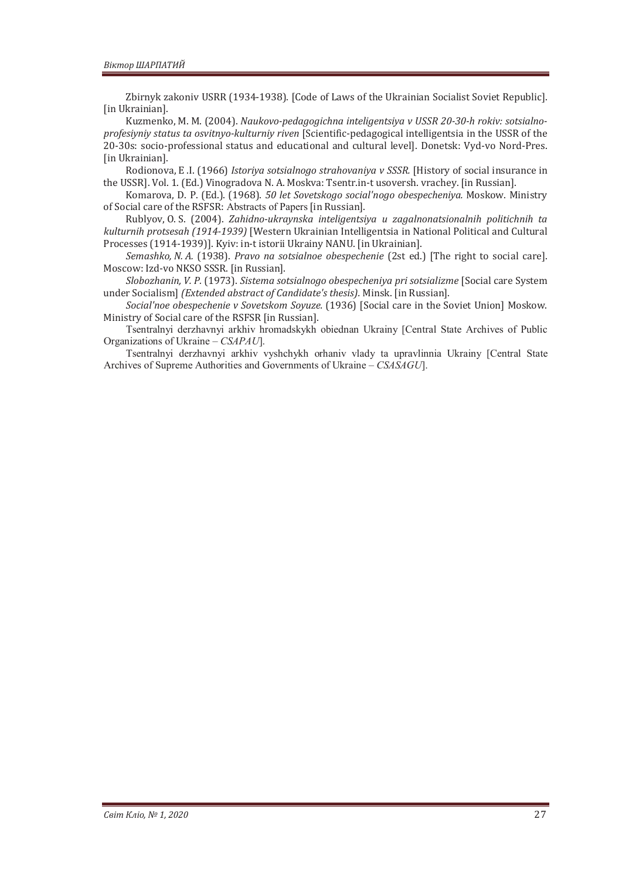Zbirnyk zakoniv USRR (1934-1938). [Code of Laws of the Ukrainian Socialist Soviet Republic]. [in Ukrainian].

Kuzmenko, M. M. (2004). *Naukovo-pedagogichna inteligentsiya v USSR 20-30-h rokiv: sotsialno-profesiyniy status ta osvitnyo-kulturniy riven* [Scientific-pedagogical intelligentsia in the USSR of the 20-30s: socio-professional status and educational and cultural level]. Donetsk: Vyd-vo Nord-Pres. [in Ukrainian].

Rodionova, E .I. (1966) *Istoriya sotsialnogo strahovaniya v SSSR.* [History of social insurance in the USSR]. Vol. 1. (Ed.) Vinogradova N. A. Moskva: Tsentr.in-t usoversh. vrachey. [in Russian].

Komarova, D. P. (Ed.). (1968). *50 let Sovetskogo social'nogo obespecheniya.* Moskow. Ministry of Social care of the RSFSR: Abstracts of Papers [in Russian].

Rublyov, O. S. (2004). *Zahidno-ukraynska inteligentsiya u zagalnonatsionalnih politichnih ta kulturnih protsesah (1914-1939)* [Western Ukrainian Intelligentsia in National Political and Cultural Processes (1914-1939)]. Kyiv: in-t istorii Ukrainy NANU. [in Ukrainian].

*Semashko, N. A.* (1938). *Pravo na sotsialnoe obespechenie* (2st ed.) [The right to social care]. Moscow: Izd-vo NKSO SSSR. [in Russian].

*Slobozhanin, V. P.* (1973). *Sistema sotsialnogo obespecheniya pri sotsializme* [Social care System under Socialism] *(Extended abstract of Candidate's thesis).* Minsk. [in Russian].

*Social'noe obespechenie v Sovetskom Soyuze.* (1936) [Social care in the Soviet Union] Moskow. Ministry of Social care of the RSFSR [in Russian].

Tsentralnyi derzhavnyi arkhiv hromadskykh obiednan Ukrainy [Central State Archives of Public Organizations of Ukraine – *CSAPAU*].

Tsentralnyi derzhavnyi arkhiv vyshchykh orhaniv vlady ta upravlinnia Ukrainy [Central State Archives of Supreme Authorities and Governments of Ukraine – *CSASAGU*].